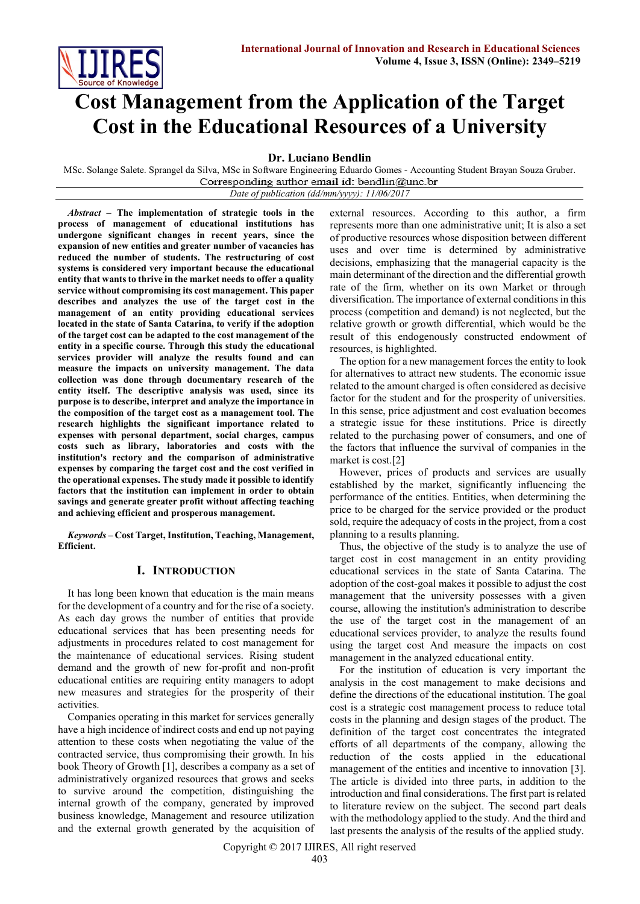# Cost Management from the Application of the Target Cost in the Educational Resources of a University

**Dr. Luciano Bendlin**

MSc. Solange Salete. Sprangel da Silva, MSc in Software Engineering Eduardo Gomes - Accounting Student Brayan Souza Gruber.

Corresponding author email id: bendlin@unc.br

*Date of publication (dd/mm/yyyy): 11/06/2017*

***Abstract* – The implementation of strategic tools in the process of management of educational institutions has undergone significant changes in recent years, since the expansion of new entities and greater number of vacancies has reduced the number of students. The restructuring of cost systems is considered very important because the educational entity that wants to thrive in the market needs to offer a quality service without compromising its cost management. This paper describes and analyzes the use of the target cost in the management of an entity providing educational services located in the state of Santa Catarina, to verify if the adoption of the target cost can be adapted to the cost management of the entity in a specific course. Through this study the educational services provider will analyze the results found and can measure the impacts on university management. The data collection was done through documentary research of the entity itself. The descriptive analysis was used, since its purpose is to describe, interpret and analyze the importance in the composition of the target cost as a management tool. The research highlights the significant importance related to expenses with personal department, social charges, campus costs such as library, laboratories and costs with the institution's rectory and the comparison of administrative expenses by comparing the target cost and the cost verified in the operational expenses. The study made it possible to identify factors that the institution can implement in order to obtain savings and generate greater profit without affecting teaching and achieving efficient and prosperous management.**

***Keywords* – Cost Target, Institution, Teaching, Management, Efficient.**

## I. Introduction

It has long been known that education is the main means for the development of a country and for the rise of a society. As each day grows the number of entities that provide educational services that has been presenting needs for adjustments in procedures related to cost management for the maintenance of educational services. Rising student demand and the growth of new for-profit and non-profit educational entities are requiring entity managers to adopt new measures and strategies for the prosperity of their activities.

Companies operating in this market for services generally have a high incidence of indirect costs and end up not paying attention to these costs when negotiating the value of the contracted service, thus compromising their growth. In his book Theory of Growth [1], describes a company as a set of administratively organized resources that grows and seeks to survive around the competition, distinguishing the internal growth of the company, generated by improved business knowledge, Management and resource utilization and the external growth generated by the acquisition of external resources. According to this author, a firm represents more than one administrative unit; It is also a set of productive resources whose disposition between different uses and over time is determined by administrative decisions, emphasizing that the managerial capacity is the main determinant of the direction and the differential growth rate of the firm, whether on its own Market or through diversification. The importance of external conditions in this process (competition and demand) is not neglected, but the relative growth or growth differential, which would be the result of this endogenously constructed endowment of resources, is highlighted.

The option for a new management forces the entity to look for alternatives to attract new students. The economic issue related to the amount charged is often considered as decisive factor for the student and for the prosperity of universities. In this sense, price adjustment and cost evaluation becomes a strategic issue for these institutions. Price is directly related to the purchasing power of consumers, and one of the factors that influence the survival of companies in the market is cost.[2]

However, prices of products and services are usually established by the market, significantly influencing the performance of the entities. Entities, when determining the price to be charged for the service provided or the product sold, require the adequacy of costs in the project, from a cost planning to a results planning.

Thus, the objective of the study is to analyze the use of target cost in cost management in an entity providing educational services in the state of Santa Catarina. The adoption of the cost-goal makes it possible to adjust the cost management that the university possesses with a given course, allowing the institution's administration to describe the use of the target cost in the management of an educational services provider, to analyze the results found using the target cost And measure the impacts on cost management in the analyzed educational entity.

For the institution of education is very important the analysis in the cost management to make decisions and define the directions of the educational institution. The goal cost is a strategic cost management process to reduce total costs in the planning and design stages of the product. The definition of the target cost concentrates the integrated efforts of all departments of the company, allowing the reduction of the costs applied in the educational management of the entities and incentive to innovation [3]. The article is divided into three parts, in addition to the introduction and final considerations. The first part is related to literature review on the subject. The second part deals with the methodology applied to the study. And the third and last presents the analysis of the results of the applied study.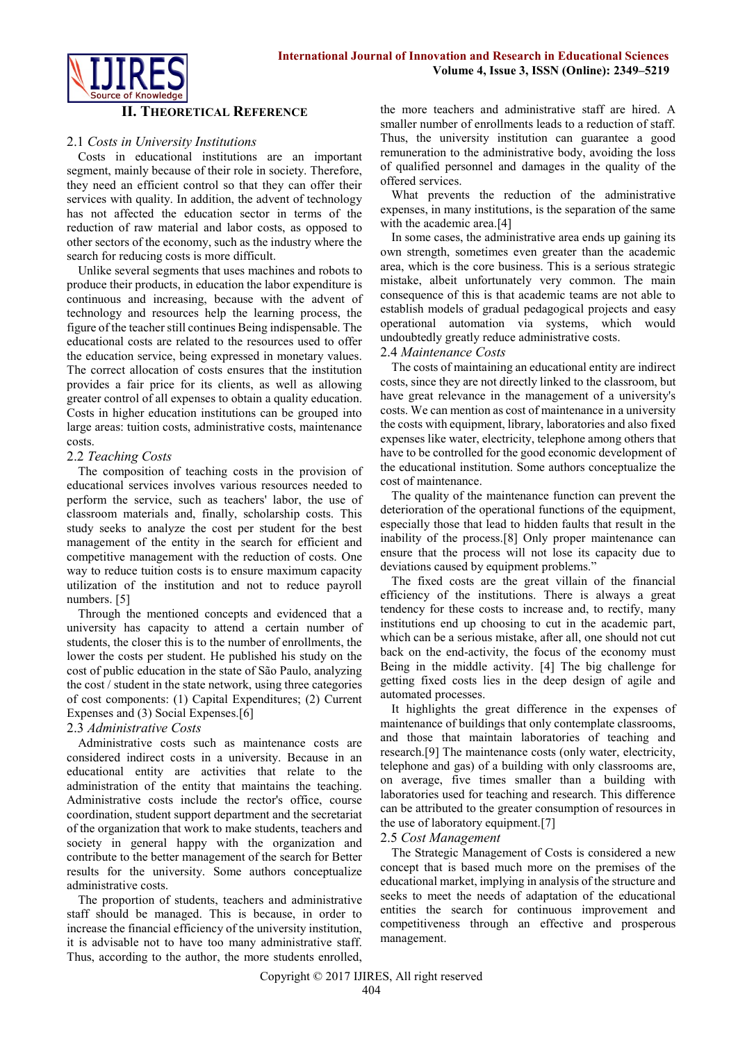## II. Theoretical Reference

### 2.1 *Costs in University Institutions*

Costs in educational institutions are an important segment, mainly because of their role in society. Therefore, they need an efficient control so that they can offer their services with quality. In addition, the advent of technology has not affected the education sector in terms of the reduction of raw material and labor costs, as opposed to other sectors of the economy, such as the industry where the search for reducing costs is more difficult.

Unlike several segments that uses machines and robots to produce their products, in education the labor expenditure is continuous and increasing, because with the advent of technology and resources help the learning process, the figure of the teacher still continues Being indispensable. The educational costs are related to the resources used to offer the education service, being expressed in monetary values. The correct allocation of costs ensures that the institution provides a fair price for its clients, as well as allowing greater control of all expenses to obtain a quality education. Costs in higher education institutions can be grouped into large areas: tuition costs, administrative costs, maintenance costs.

### 2.2 *Teaching Costs*

The composition of teaching costs in the provision of educational services involves various resources needed to perform the service, such as teachers' labor, the use of classroom materials and, finally, scholarship costs. This study seeks to analyze the cost per student for the best management of the entity in the search for efficient and competitive management with the reduction of costs. One way to reduce tuition costs is to ensure maximum capacity utilization of the institution and not to reduce payroll numbers. [5]

Through the mentioned concepts and evidenced that a university has capacity to attend a certain number of students, the closer this is to the number of enrollments, the lower the costs per student. He published his study on the cost of public education in the state of São Paulo, analyzing the cost / student in the state network, using three categories of cost components: (1) Capital Expenditures; (2) Current Expenses and (3) Social Expenses.[6]

### 2.3 *Administrative Costs*

Administrative costs such as maintenance costs are considered indirect costs in a university. Because in an educational entity are activities that relate to the administration of the entity that maintains the teaching. Administrative costs include the rector's office, course coordination, student support department and the secretariat of the organization that work to make students, teachers and society in general happy with the organization and contribute to the better management of the search for Better results for the university. Some authors conceptualize administrative costs.

The proportion of students, teachers and administrative staff should be managed. This is because, in order to increase the financial efficiency of the university institution, it is advisable not to have too many administrative staff. Thus, according to the author, the more students enrolled, the more teachers and administrative staff are hired. A smaller number of enrollments leads to a reduction of staff. Thus, the university institution can guarantee a good remuneration to the administrative body, avoiding the loss of qualified personnel and damages in the quality of the offered services.

What prevents the reduction of the administrative expenses, in many institutions, is the separation of the same with the academic area.[4]

In some cases, the administrative area ends up gaining its own strength, sometimes even greater than the academic area, which is the core business. This is a serious strategic mistake, albeit unfortunately very common. The main consequence of this is that academic teams are not able to establish models of gradual pedagogical projects and easy operational automation via systems, which would undoubtedly greatly reduce administrative costs.

### 2.4 *Maintenance Costs*

The costs of maintaining an educational entity are indirect costs, since they are not directly linked to the classroom, but have great relevance in the management of a university's costs. We can mention as cost of maintenance in a university the costs with equipment, library, laboratories and also fixed expenses like water, electricity, telephone among others that have to be controlled for the good economic development of the educational institution. Some authors conceptualize the cost of maintenance.

The quality of the maintenance function can prevent the deterioration of the operational functions of the equipment, especially those that lead to hidden faults that result in the inability of the process.[8] Only proper maintenance can ensure that the process will not lose its capacity due to deviations caused by equipment problems."

The fixed costs are the great villain of the financial efficiency of the institutions. There is always a great tendency for these costs to increase and, to rectify, many institutions end up choosing to cut in the academic part, which can be a serious mistake, after all, one should not cut back on the end-activity, the focus of the economy must Being in the middle activity. [4] The big challenge for getting fixed costs lies in the deep design of agile and automated processes.

It highlights the great difference in the expenses of maintenance of buildings that only contemplate classrooms, and those that maintain laboratories of teaching and research.[9] The maintenance costs (only water, electricity, telephone and gas) of a building with only classrooms are, on average, five times smaller than a building with laboratories used for teaching and research. This difference can be attributed to the greater consumption of resources in the use of laboratory equipment.[7]

### 2.5 *Cost Management*

The Strategic Management of Costs is considered a new concept that is based much more on the premises of the educational market, implying in analysis of the structure and seeks to meet the needs of adaptation of the educational entities the search for continuous improvement and competitiveness through an effective and prosperous management.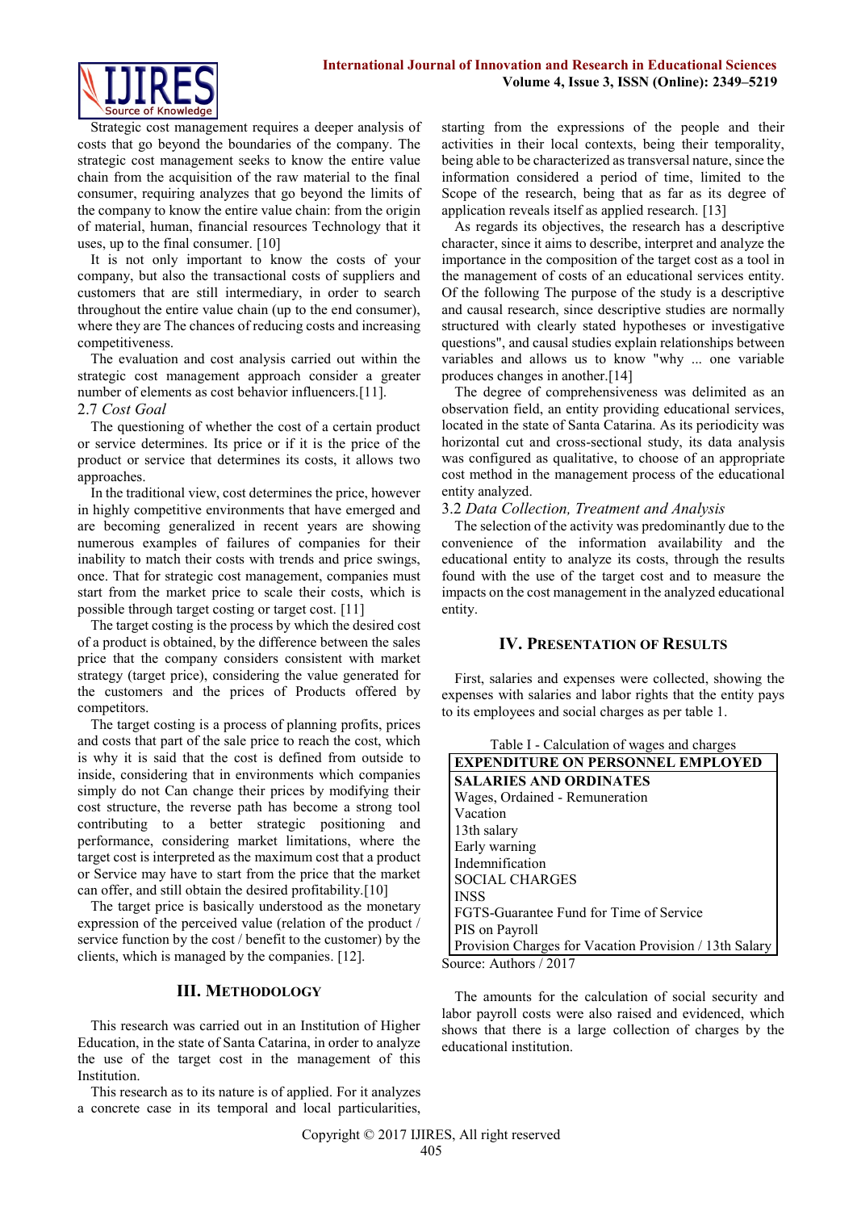Strategic cost management requires a deeper analysis of costs that go beyond the boundaries of the company. The strategic cost management seeks to know the entire value chain from the acquisition of the raw material to the final consumer, requiring analyzes that go beyond the limits of the company to know the entire value chain: from the origin of material, human, financial resources Technology that it uses, up to the final consumer. [10]

It is not only important to know the costs of your company, but also the transactional costs of suppliers and customers that are still intermediary, in order to search throughout the entire value chain (up to the end consumer), where they are The chances of reducing costs and increasing competitiveness.

The evaluation and cost analysis carried out within the strategic cost management approach consider a greater number of elements as cost behavior influencers.[11].

### 2.7 *Cost Goal*

The questioning of whether the cost of a certain product or service determines. Its price or if it is the price of the product or service that determines its costs, it allows two approaches.

In the traditional view, cost determines the price, however in highly competitive environments that have emerged and are becoming generalized in recent years are showing numerous examples of failures of companies for their inability to match their costs with trends and price swings, once. That for strategic cost management, companies must start from the market price to scale their costs, which is possible through target costing or target cost. [11]

The target costing is the process by which the desired cost of a product is obtained, by the difference between the sales price that the company considers consistent with market strategy (target price), considering the value generated for the customers and the prices of Products offered by competitors.

The target costing is a process of planning profits, prices and costs that part of the sale price to reach the cost, which is why it is said that the cost is defined from outside to inside, considering that in environments which companies simply do not Can change their prices by modifying their cost structure, the reverse path has become a strong tool contributing to a better strategic positioning and performance, considering market limitations, where the target cost is interpreted as the maximum cost that a product or Service may have to start from the price that the market can offer, and still obtain the desired profitability.[10]

The target price is basically understood as the monetary expression of the perceived value (relation of the product / service function by the cost / benefit to the customer) by the clients, which is managed by the companies. [12].

## III. Methodology

This research was carried out in an Institution of Higher Education, in the state of Santa Catarina, in order to analyze the use of the target cost in the management of this Institution.

This research as to its nature is of applied. For it analyzes a concrete case in its temporal and local particularities, starting from the expressions of the people and their activities in their local contexts, being their temporality, being able to be characterized as transversal nature, since the information considered a period of time, limited to the Scope of the research, being that as far as its degree of application reveals itself as applied research. [13]

As regards its objectives, the research has a descriptive character, since it aims to describe, interpret and analyze the importance in the composition of the target cost as a tool in the management of costs of an educational services entity. Of the following The purpose of the study is a descriptive and causal research, since descriptive studies are normally structured with clearly stated hypotheses or investigative questions", and causal studies explain relationships between variables and allows us to know "why ... one variable produces changes in another.[14]

The degree of comprehensiveness was delimited as an observation field, an entity providing educational services, located in the state of Santa Catarina. As its periodicity was horizontal cut and cross-sectional study, its data analysis was configured as qualitative, to choose of an appropriate cost method in the management process of the educational entity analyzed.

### 3.2 *Data Collection, Treatment and Analysis*

The selection of the activity was predominantly due to the convenience of the information availability and the educational entity to analyze its costs, through the results found with the use of the target cost and to measure the impacts on the cost management in the analyzed educational entity.

## IV. Presentation of Results

First, salaries and expenses were collected, showing the expenses with salaries and labor rights that the entity pays to its employees and social charges as per table 1.

Table I - Calculation of wages and charges

| EXPENDITURE ON PERSONNEL EMPLOYED |
|---|
| **SALARIES AND ORDINATES** |
| Wages, Ordained - Remuneration |
| Vacation |
| 13th salary |
| Early warning |
| Indemnification |
| SOCIAL CHARGES |
| INSS |
| FGTS-Guarantee Fund for Time of Service |
| PIS on Payroll |
| Provision Charges for Vacation Provision / 13th Salary |

Source: Authors / 2017

The amounts for the calculation of social security and labor payroll costs were also raised and evidenced, which shows that there is a large collection of charges by the educational institution.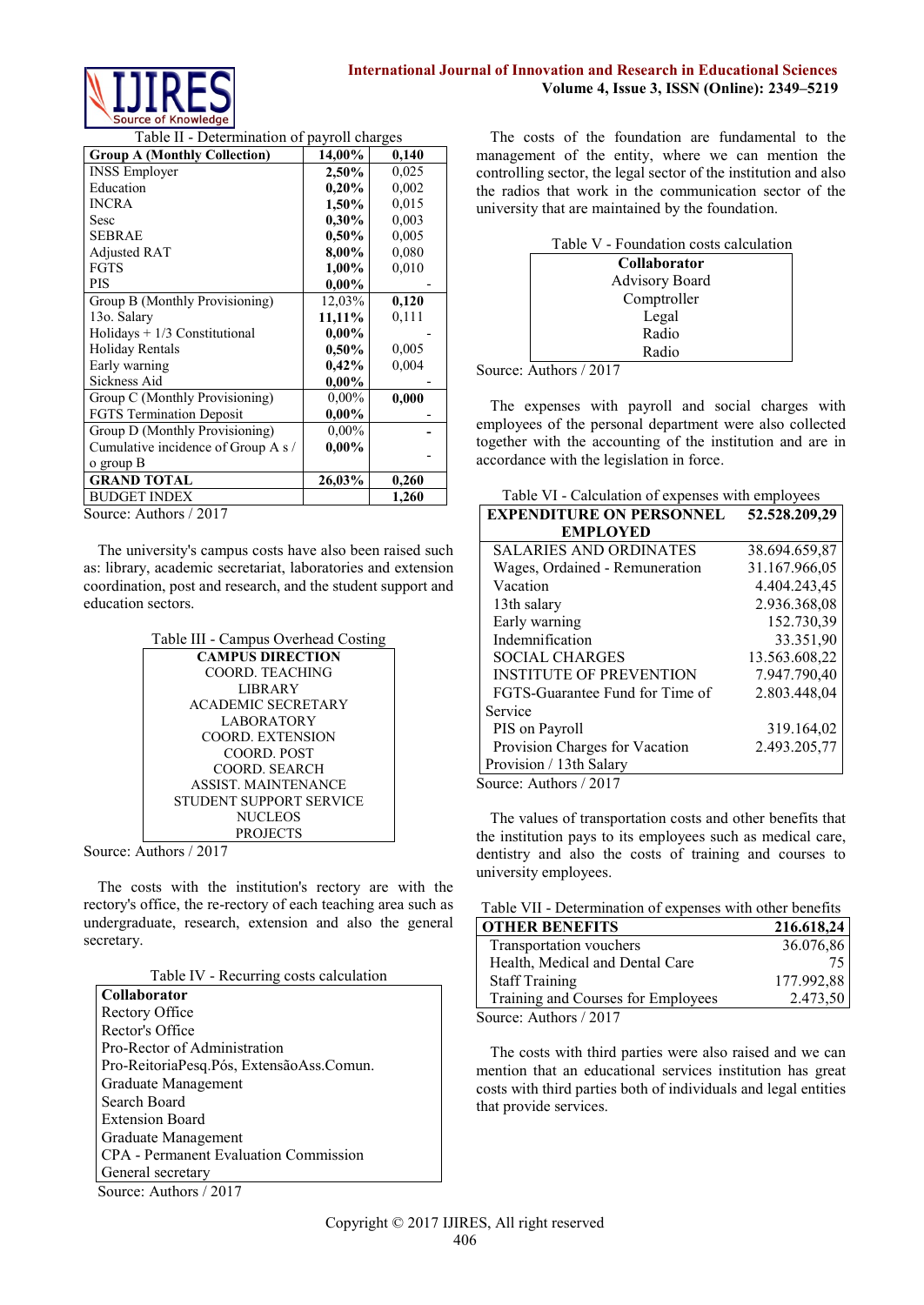Table II - Determination of payroll charges

| **Group A (Monthly Collection)** | **14,00%** | **0,140** |
|---|---|---|
| INSS Employer | **2,50%** | 0,025 |
| Education | **0,20%** | 0,002 |
| INCRA | **1,50%** | 0,015 |
| Sesc | **0,30%** | 0,003 |
| SEBRAE | **0,50%** | 0,005 |
| Adjusted RAT | **8,00%** | 0,080 |
| FGTS | **1,00%** | 0,010 |
| PIS | **0,00%** | - |
| Group B (Monthly Provisioning) | 12,03% | **0,120** |
| 13o. Salary | **11,11%** | 0,111 |
| Holidays + 1/3 Constitutional | **0,00%** | - |
| Holiday Rentals | **0,50%** | 0,005 |
| Early warning | **0,42%** | 0,004 |
| Sickness Aid | **0,00%** | - |
| Group C (Monthly Provisioning) | 0,00% | **0,000** |
| FGTS Termination Deposit | **0,00%** | - |
| Group D (Monthly Provisioning) | 0,00% | **-** |
| Cumulative incidence of Group A s / o group B | **0,00%** | - |
| **GRAND TOTAL** | **26,03%** | **0,260** |
| BUDGET INDEX | | **1,260** |

Source: Authors / 2017

The university's campus costs have also been raised such as: library, academic secretariat, laboratories and extension coordination, post and research, and the student support and education sectors.

Table III - Campus Overhead Costing

| **CAMPUS DIRECTION** |
|---|
| COORD. TEACHING |
| LIBRARY |
| ACADEMIC SECRETARY |
| LABORATORY |
| COORD. EXTENSION |
| COORD. POST |
| COORD. SEARCH |
| ASSIST. MAINTENANCE |
| STUDENT SUPPORT SERVICE |
| NUCLEOS |
| PROJECTS |

Source: Authors / 2017

The costs with the institution's rectory are with the rectory's office, the re-rectory of each teaching area such as undergraduate, research, extension and also the general secretary.

Table IV - Recurring costs calculation

| **Collaborator** |
|---|
| Rectory Office |
| Rector's Office |
| Pro-Rector of Administration |
| Pro-ReitoriaPesq.Pós, ExtensãoAss.Comun. |
| Graduate Management |
| Search Board |
| Extension Board |
| Graduate Management |
| CPA - Permanent Evaluation Commission |
| General secretary |

Source: Authors / 2017

The costs of the foundation are fundamental to the management of the entity, where we can mention the controlling sector, the legal sector of the institution and also the radios that work in the communication sector of the university that are maintained by the foundation.

Table V - Foundation costs calculation

| **Collaborator** |
|---|
| Advisory Board |
| Comptroller |
| Legal |
| Radio |
| Radio |

Source: Authors / 2017

The expenses with payroll and social charges with employees of the personal department were also collected together with the accounting of the institution and are in accordance with the legislation in force.

Table VI - Calculation of expenses with employees

| **EXPENDITURE ON PERSONNEL EMPLOYED** | **52.528.209,29** |
|---|---|
| SALARIES AND ORDINATES | 38.694.659,87 |
| Wages, Ordained - Remuneration | 31.167.966,05 |
| Vacation | 4.404.243,45 |
| 13th salary | 2.936.368,08 |
| Early warning | 152.730,39 |
| Indemnification | 33.351,90 |
| SOCIAL CHARGES | 13.563.608,22 |
| INSTITUTE OF PREVENTION | 7.947.790,40 |
| FGTS-Guarantee Fund for Time of Service | 2.803.448,04 |
| PIS on Payroll | 319.164,02 |
| Provision Charges for Vacation / 13th Salary | 2.493.205,77 |

Source: Authors / 2017

The values of transportation costs and other benefits that the institution pays to its employees such as medical care, dentistry and also the costs of training and courses to university employees.

Table VII - Determination of expenses with other benefits

| **OTHER BENEFITS** | **216.618,24** |
|---|---|
| Transportation vouchers | 36.076,86 |
| Health, Medical and Dental Care | 75 |
| Staff Training | 177.992,88 |
| Training and Courses for Employees | 2.473,50 |

Source: Authors / 2017

The costs with third parties were also raised and we can mention that an educational services institution has great costs with third parties both of individuals and legal entities that provide services.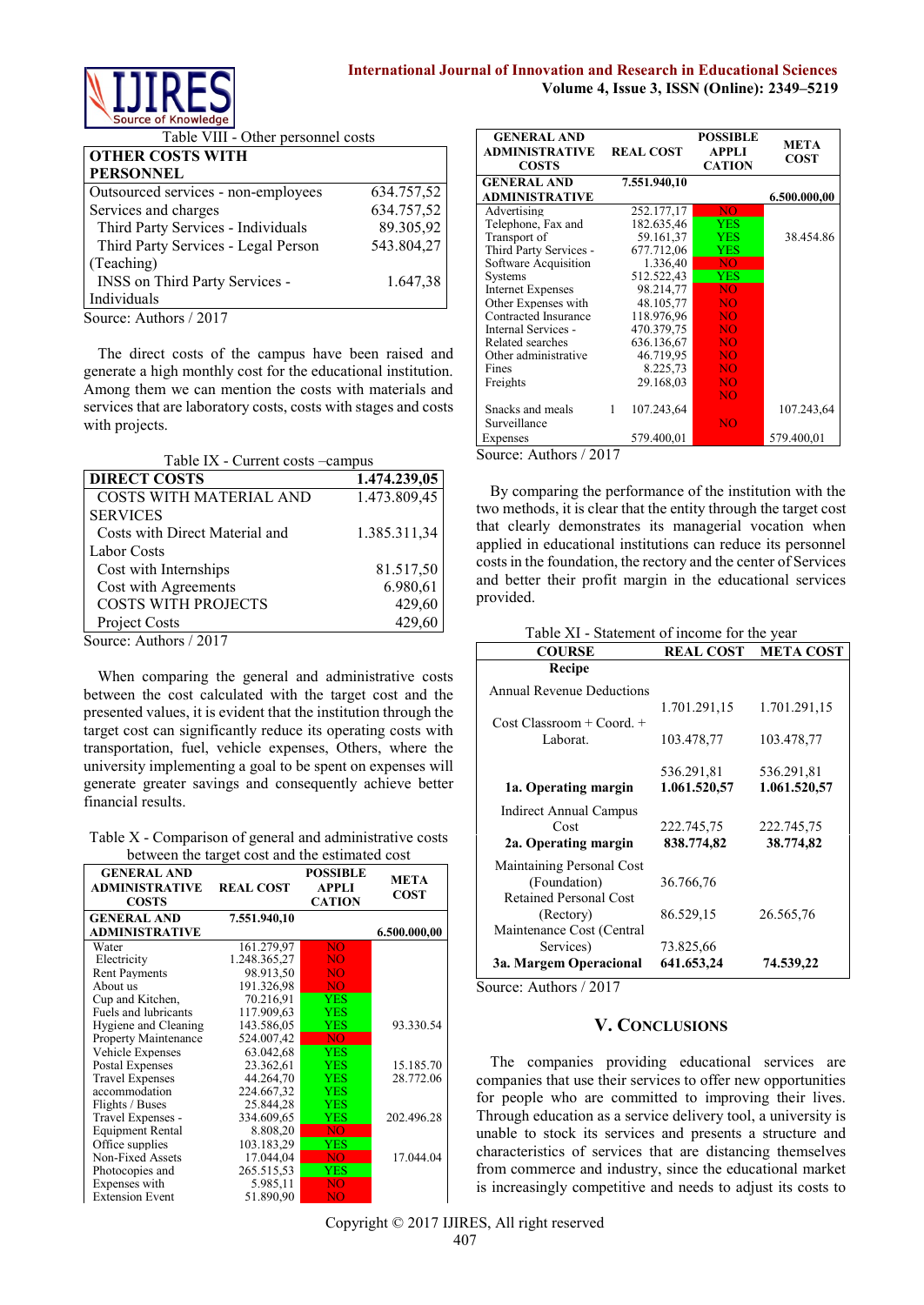Table VIII - Other personnel costs

| OTHER COSTS WITH PERSONNEL | |
|---|---|
| Outsourced services - non-employees | 634.757,52 |
| Services and charges | 634.757,52 |
| Third Party Services - Individuals | 89.305,92 |
| Third Party Services - Legal Person (Teaching) | 543.804,27 |
| INSS on Third Party Services - Individuals | 1.647,38 |

Source: Authors / 2017

The direct costs of the campus have been raised and generate a high monthly cost for the educational institution. Among them we can mention the costs with materials and services that are laboratory costs, costs with stages and costs with projects.

Table IX - Current costs –campus

| DIRECT COSTS | 1.474.239,05 |
|---|---|
| COSTS WITH MATERIAL AND SERVICES | 1.473.809,45 |
| Costs with Direct Material and Labor Costs | 1.385.311,34 |
| Cost with Internships | 81.517,50 |
| Cost with Agreements | 6.980,61 |
| COSTS WITH PROJECTS | 429,60 |
| Project Costs | 429,60 |

Source: Authors / 2017

When comparing the general and administrative costs between the cost calculated with the target cost and the presented values, it is evident that the institution through the target cost can significantly reduce its operating costs with transportation, fuel, vehicle expenses, Others, where the university implementing a goal to be spent on expenses will generate greater savings and consequently achieve better financial results.

Table X - Comparison of general and administrative costs between the target cost and the estimated cost

| GENERAL AND ADMINISTRATIVE COSTS | REAL COST | POSSIBLE APPLI CATION | META COST |
|---|---|---|---|
| GENERAL AND ADMINISTRATIVE | 7.551.940,10 | | 6.500.000,00 |
| Water | 161.279,97 | NO | |
| Electricity | 1.248.365,27 | NO | |
| Rent Payments | 98.913,50 | NO | |
| About us | 191.326,98 | NO | |
| Cup and Kitchen, | 70.216,91 | YES | |
| Fuels and lubricants | 117.909,63 | YES | |
| Hygiene and Cleaning | 143.586,05 | YES | 93.330.54 |
| Property Maintenance | 524.007,42 | NO | |
| Vehicle Expenses | 63.042,68 | YES | |
| Postal Expenses | 23.362,61 | YES | 15.185.70 |
| Travel Expenses | 44.264,70 | YES | 28.772.06 |
| accommodation | 224.667,32 | YES | |
| Flights / Buses | 25.844,28 | YES | |
| Travel Expenses - | 334.609,65 | YES | 202.496.28 |
| Equipment Rental | 8.808,20 | NO | |
| Office supplies | 103.183,29 | YES | |
| Non-Fixed Assets | 17.044,04 | NO | 17.044.04 |
| Photocopies and | 265.515,53 | YES | |
| Expenses with | 5.985,11 | NO | |
| Extension Event | 51.890,90 | NO | |
| Advertising | 252.177,17 | NO | |
| Telephone, Fax and | 182.635,46 | YES | |
| Transport of | 59.161,37 | YES | 38.454.86 |
| Third Party Services - | 677.712,06 | YES | |
| Software Acquisition | 1.336,40 | NO | |
| Systems | 512.522,43 | YES | |
| Internet Expenses | 98.214,77 | NO | |
| Other Expenses with | 48.105,77 | NO | |
| Contracted Insurance | 118.976,96 | NO | |
| Internal Services - | 470.379,75 | NO | |
| Related searches | 636.136,67 | NO | |
| Other administrative | 46.719,95 | NO | |
| Fines | 8.225,73 | NO | |
| Freights | 29.168,03 | NO | |
| | | NO | |
| Snacks and meals | 1 107.243,64 | | 107.243,64 |
| Surveillance Expenses | 579.400,01 | NO | 579.400,01 |

Source: Authors / 2017

By comparing the performance of the institution with the two methods, it is clear that the entity through the target cost that clearly demonstrates its managerial vocation when applied in educational institutions can reduce its personnel costs in the foundation, the rectory and the center of Services and better their profit margin in the educational services provided.

Table XI - Statement of income for the year

| COURSE | REAL COST | META COST |
|---|---|---|
| **Recipe** | | |
| Annual Revenue Deductions | 1.701.291,15 | 1.701.291,15 |
| Cost Classroom + Coord. + Laborat. | 103.478,77 | 103.478,77 |
| | 536.291,81 | 536.291,81 |
| **1a. Operating margin** | **1.061.520,57** | **1.061.520,57** |
| Indirect Annual Campus Cost | 222.745,75 | 222.745,75 |
| **2a. Operating margin** | **838.774,82** | **38.774,82** |
| Maintaining Personal Cost (Foundation) | 36.766,76 | |
| Retained Personal Cost (Rectory) | 86.529,15 | 26.565,76 |
| Maintenance Cost (Central Services) | 73.825,66 | |
| **3a. Margem Operacional** | **641.653,24** | **74.539,22** |

Source: Authors / 2017

## V. Conclusions

The companies providing educational services are companies that use their services to offer new opportunities for people who are committed to improving their lives. Through education as a service delivery tool, a university is unable to stock its services and presents a structure and characteristics of services that are distancing themselves from commerce and industry, since the educational market is increasingly competitive and needs to adjust its costs to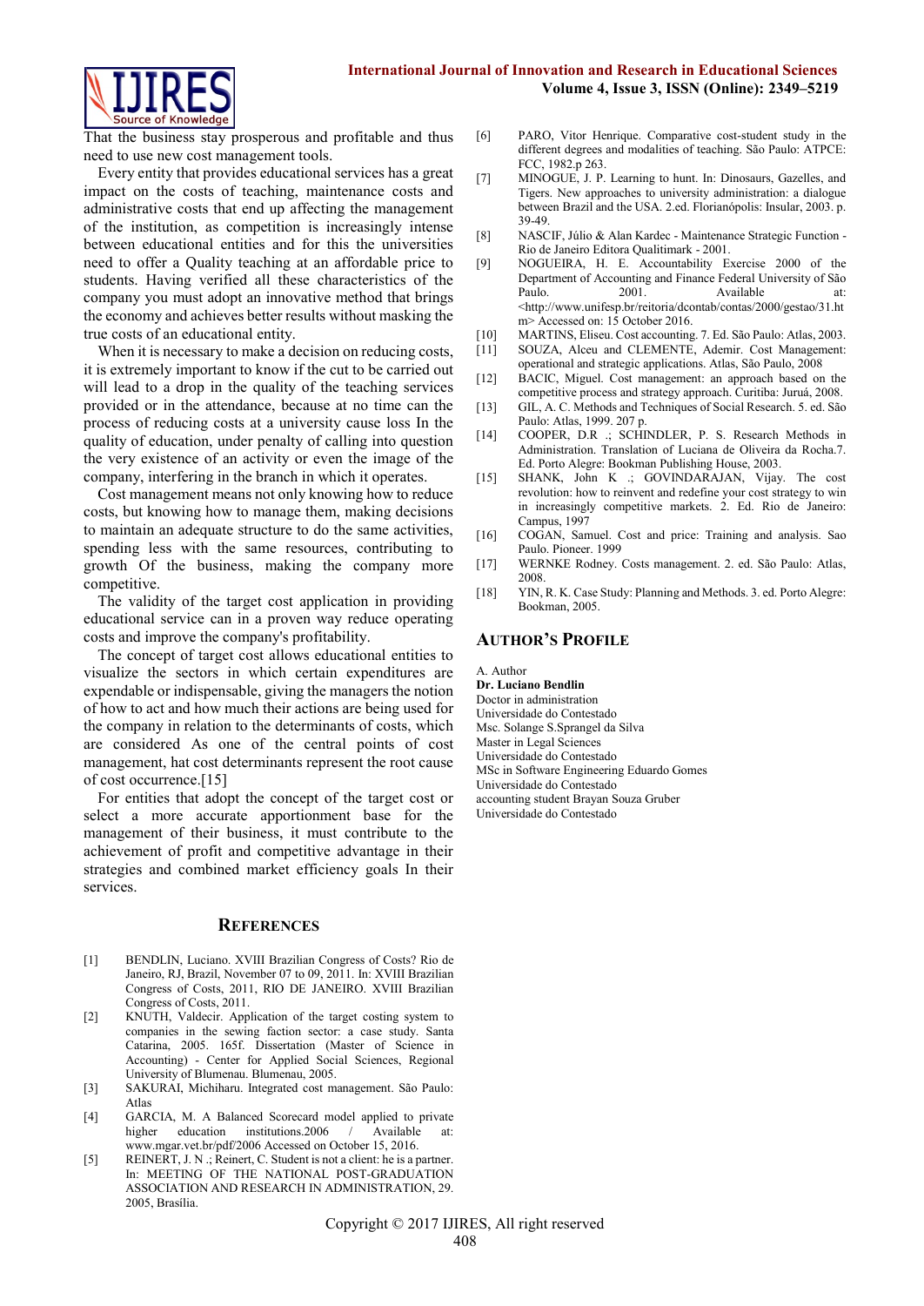That the business stay prosperous and profitable and thus need to use new cost management tools.

Every entity that provides educational services has a great impact on the costs of teaching, maintenance costs and administrative costs that end up affecting the management of the institution, as competition is increasingly intense between educational entities and for this the universities need to offer a Quality teaching at an affordable price to students. Having verified all these characteristics of the company you must adopt an innovative method that brings the economy and achieves better results without masking the true costs of an educational entity.

When it is necessary to make a decision on reducing costs, it is extremely important to know if the cut to be carried out will lead to a drop in the quality of the teaching services provided or in the attendance, because at no time can the process of reducing costs at a university cause loss In the quality of education, under penalty of calling into question the very existence of an activity or even the image of the company, interfering in the branch in which it operates.

Cost management means not only knowing how to reduce costs, but knowing how to manage them, making decisions to maintain an adequate structure to do the same activities, spending less with the same resources, contributing to growth Of the business, making the company more competitive.

The validity of the target cost application in providing educational service can in a proven way reduce operating costs and improve the company's profitability.

The concept of target cost allows educational entities to visualize the sectors in which certain expenditures are expendable or indispensable, giving the managers the notion of how to act and how much their actions are being used for the company in relation to the determinants of costs, which are considered As one of the central points of cost management, hat cost determinants represent the root cause of cost occurrence.[15]

For entities that adopt the concept of the target cost or select a more accurate apportionment base for the management of their business, it must contribute to the achievement of profit and competitive advantage in their strategies and combined market efficiency goals In their services.

## References

[1] BENDLIN, Luciano. XVIII Brazilian Congress of Costs? Rio de Janeiro, RJ, Brazil, November 07 to 09, 2011. In: XVIII Brazilian Congress of Costs, 2011, RIO DE JANEIRO. XVIII Brazilian Congress of Costs, 2011.

[2] KNUTH, Valdecir. Application of the target costing system to companies in the sewing faction sector: a case study. Santa Catarina, 2005. 165f. Dissertation (Master of Science in Accounting) - Center for Applied Social Sciences, Regional University of Blumenau. Blumenau, 2005.

[3] SAKURAI, Michiharu. Integrated cost management. São Paulo: Atlas

[4] GARCIA, M. A Balanced Scorecard model applied to private higher education institutions.2006 / Available at: www.mgar.vet.br/pdf/2006 Accessed on October 15, 2016.

[5] REINERT, J. N .; Reinert, C. Student is not a client: he is a partner. In: MEETING OF THE NATIONAL POST-GRADUATION ASSOCIATION AND RESEARCH IN ADMINISTRATION, 29. 2005, Brasília.

[6] PARO, Vitor Henrique. Comparative cost-student study in the different degrees and modalities of teaching. São Paulo: ATPCE: FCC, 1982.p 263.

[7] MINOGUE, J. P. Learning to hunt. In: Dinosaurs, Gazelles, and Tigers. New approaches to university administration: a dialogue between Brazil and the USA. 2.ed. Florianópolis: Insular, 2003. p. 39-49.

[8] NASCIF, Júlio & Alan Kardec - Maintenance Strategic Function - Rio de Janeiro Editora Qualitimark - 2001.

[9] NOGUEIRA, H. E. Accountability Exercise 2000 of the Department of Accounting and Finance Federal University of São Paulo. 2001. Available at: <http://www.unifesp.br/reitoria/dcontab/contas/2000/gestao/31.htm> Accessed on: 15 October 2016.

[10] MARTINS, Eliseu. Cost accounting. 7. Ed. São Paulo: Atlas, 2003.

[11] SOUZA, Alceu and CLEMENTE, Ademir. Cost Management: operational and strategic applications. Atlas, São Paulo, 2008

[12] BACIC, Miguel. Cost management: an approach based on the competitive process and strategy approach. Curitiba: Juruá, 2008.

[13] GIL, A. C. Methods and Techniques of Social Research. 5. ed. São Paulo: Atlas, 1999. 207 p.

[14] COOPER, D.R .; SCHINDLER, P. S. Research Methods in Administration. Translation of Luciana de Oliveira da Rocha.7. Ed. Porto Alegre: Bookman Publishing House, 2003.

[15] SHANK, John K .; GOVINDARAJAN, Vijay. The cost revolution: how to reinvent and redefine your cost strategy to win in increasingly competitive markets. 2. Ed. Rio de Janeiro: Campus, 1997

[16] COGAN, Samuel. Cost and price: Training and analysis. Sao Paulo. Pioneer. 1999

[17] WERNKE Rodney. Costs management. 2. ed. São Paulo: Atlas, 2008.

[18] YIN, R. K. Case Study: Planning and Methods. 3. ed. Porto Alegre: Bookman, 2005.

## Author's Profile

A. Author
**Dr. Luciano Bendlin**
Doctor in administration
Universidade do Contestado
Msc. Solange S.Sprangel da Silva
Master in Legal Sciences
Universidade do Contestado
MSc in Software Engineering Eduardo Gomes
Universidade do Contestado
accounting student Brayan Souza Gruber
Universidade do Contestado